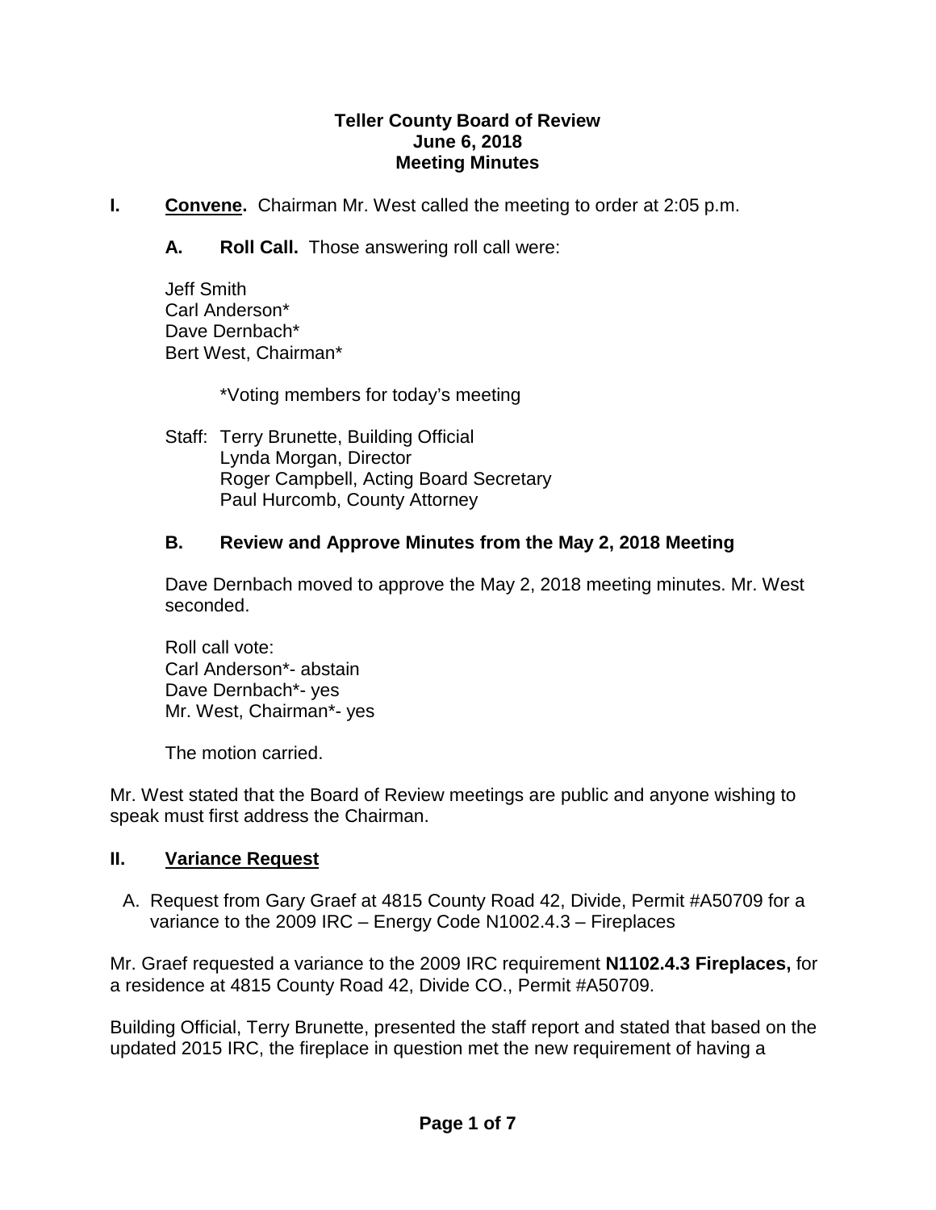**Teller County Board of Review**
**June 6, 2018**
**Meeting Minutes**

**I. Convene.** Chairman Mr. West called the meeting to order at 2:05 p.m.

**A. Roll Call.** Those answering roll call were:

Jeff Smith
Carl Anderson*
Dave Dernbach*
Bert West, Chairman*

*Voting members for today's meeting

Staff: Terry Brunette, Building Official
Lynda Morgan, Director
Roger Campbell, Acting Board Secretary
Paul Hurcomb, County Attorney

**B. Review and Approve Minutes from the May 2, 2018 Meeting**

Dave Dernbach moved to approve the May 2, 2018 meeting minutes. Mr. West seconded.

Roll call vote:
Carl Anderson*- abstain
Dave Dernbach*- yes
Mr. West, Chairman*- yes

The motion carried.

Mr. West stated that the Board of Review meetings are public and anyone wishing to speak must first address the Chairman.

**II. Variance Request**

A. Request from Gary Graef at 4815 County Road 42, Divide, Permit #A50709 for a variance to the 2009 IRC – Energy Code N1002.4.3 – Fireplaces

Mr. Graef requested a variance to the 2009 IRC requirement **N1102.4.3 Fireplaces,** for a residence at 4815 County Road 42, Divide CO., Permit #A50709.

Building Official, Terry Brunette, presented the staff report and stated that based on the updated 2015 IRC, the fireplace in question met the new requirement of having a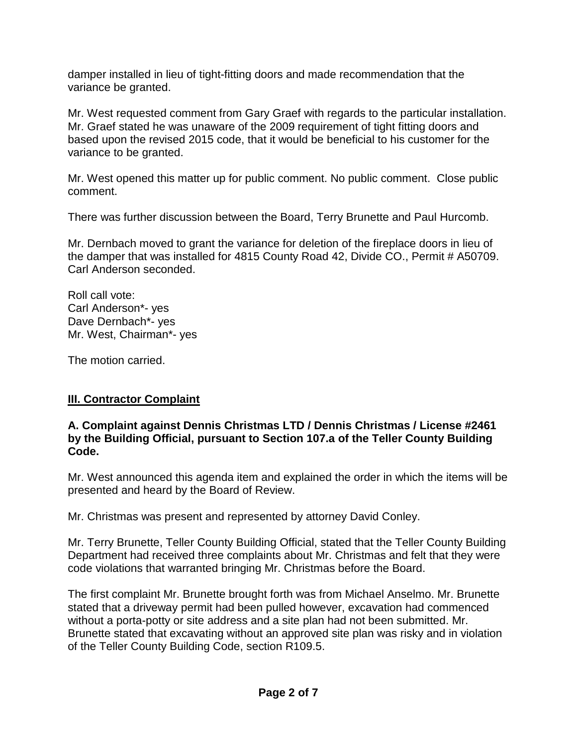damper installed in lieu of tight-fitting doors and made recommendation that the variance be granted.

Mr. West requested comment from Gary Graef with regards to the particular installation. Mr. Graef stated he was unaware of the 2009 requirement of tight fitting doors and based upon the revised 2015 code, that it would be beneficial to his customer for the variance to be granted.

Mr. West opened this matter up for public comment. No public comment. Close public comment.

There was further discussion between the Board, Terry Brunette and Paul Hurcomb.

Mr. Dernbach moved to grant the variance for deletion of the fireplace doors in lieu of the damper that was installed for 4815 County Road 42, Divide CO., Permit # A50709. Carl Anderson seconded.

Roll call vote:
Carl Anderson*- yes
Dave Dernbach*- yes
Mr. West, Chairman*- yes

The motion carried.

## **III. Contractor Complaint**

**A. Complaint against Dennis Christmas LTD / Dennis Christmas / License #2461 by the Building Official, pursuant to Section 107.a of the Teller County Building Code.**

Mr. West announced this agenda item and explained the order in which the items will be presented and heard by the Board of Review.

Mr. Christmas was present and represented by attorney David Conley.

Mr. Terry Brunette, Teller County Building Official, stated that the Teller County Building Department had received three complaints about Mr. Christmas and felt that they were code violations that warranted bringing Mr. Christmas before the Board.

The first complaint Mr. Brunette brought forth was from Michael Anselmo. Mr. Brunette stated that a driveway permit had been pulled however, excavation had commenced without a porta-potty or site address and a site plan had not been submitted. Mr. Brunette stated that excavating without an approved site plan was risky and in violation of the Teller County Building Code, section R109.5.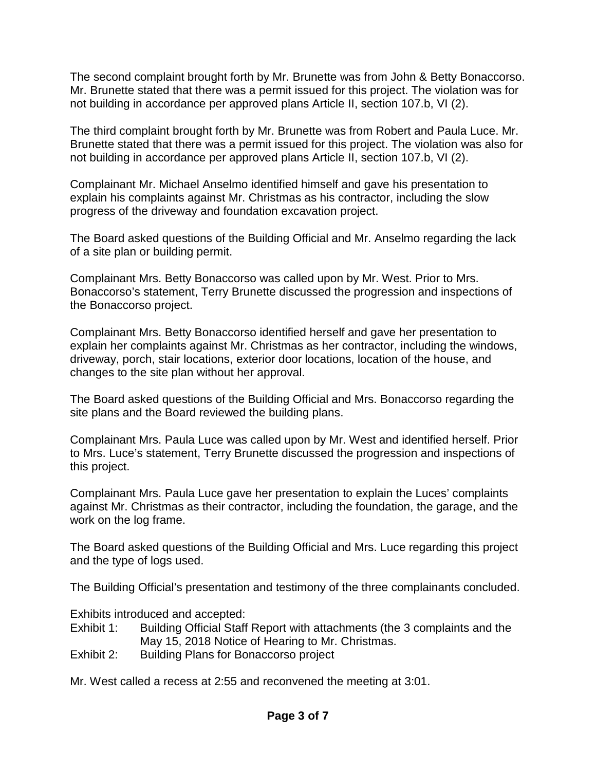The second complaint brought forth by Mr. Brunette was from John & Betty Bonaccorso. Mr. Brunette stated that there was a permit issued for this project. The violation was for not building in accordance per approved plans Article II, section 107.b, VI (2).

The third complaint brought forth by Mr. Brunette was from Robert and Paula Luce. Mr. Brunette stated that there was a permit issued for this project. The violation was also for not building in accordance per approved plans Article II, section 107.b, VI (2).

Complainant Mr. Michael Anselmo identified himself and gave his presentation to explain his complaints against Mr. Christmas as his contractor, including the slow progress of the driveway and foundation excavation project.

The Board asked questions of the Building Official and Mr. Anselmo regarding the lack of a site plan or building permit.

Complainant Mrs. Betty Bonaccorso was called upon by Mr. West. Prior to Mrs. Bonaccorso's statement, Terry Brunette discussed the progression and inspections of the Bonaccorso project.

Complainant Mrs. Betty Bonaccorso identified herself and gave her presentation to explain her complaints against Mr. Christmas as her contractor, including the windows, driveway, porch, stair locations, exterior door locations, location of the house, and changes to the site plan without her approval.

The Board asked questions of the Building Official and Mrs. Bonaccorso regarding the site plans and the Board reviewed the building plans.

Complainant Mrs. Paula Luce was called upon by Mr. West and identified herself. Prior to Mrs. Luce's statement, Terry Brunette discussed the progression and inspections of this project.

Complainant Mrs. Paula Luce gave her presentation to explain the Luces' complaints against Mr. Christmas as their contractor, including the foundation, the garage, and the work on the log frame.

The Board asked questions of the Building Official and Mrs. Luce regarding this project and the type of logs used.

The Building Official's presentation and testimony of the three complainants concluded.

Exhibits introduced and accepted:

Exhibit 1: Building Official Staff Report with attachments (the 3 complaints and the May 15, 2018 Notice of Hearing to Mr. Christmas.

Exhibit 2: Building Plans for Bonaccorso project

Mr. West called a recess at 2:55 and reconvened the meeting at 3:01.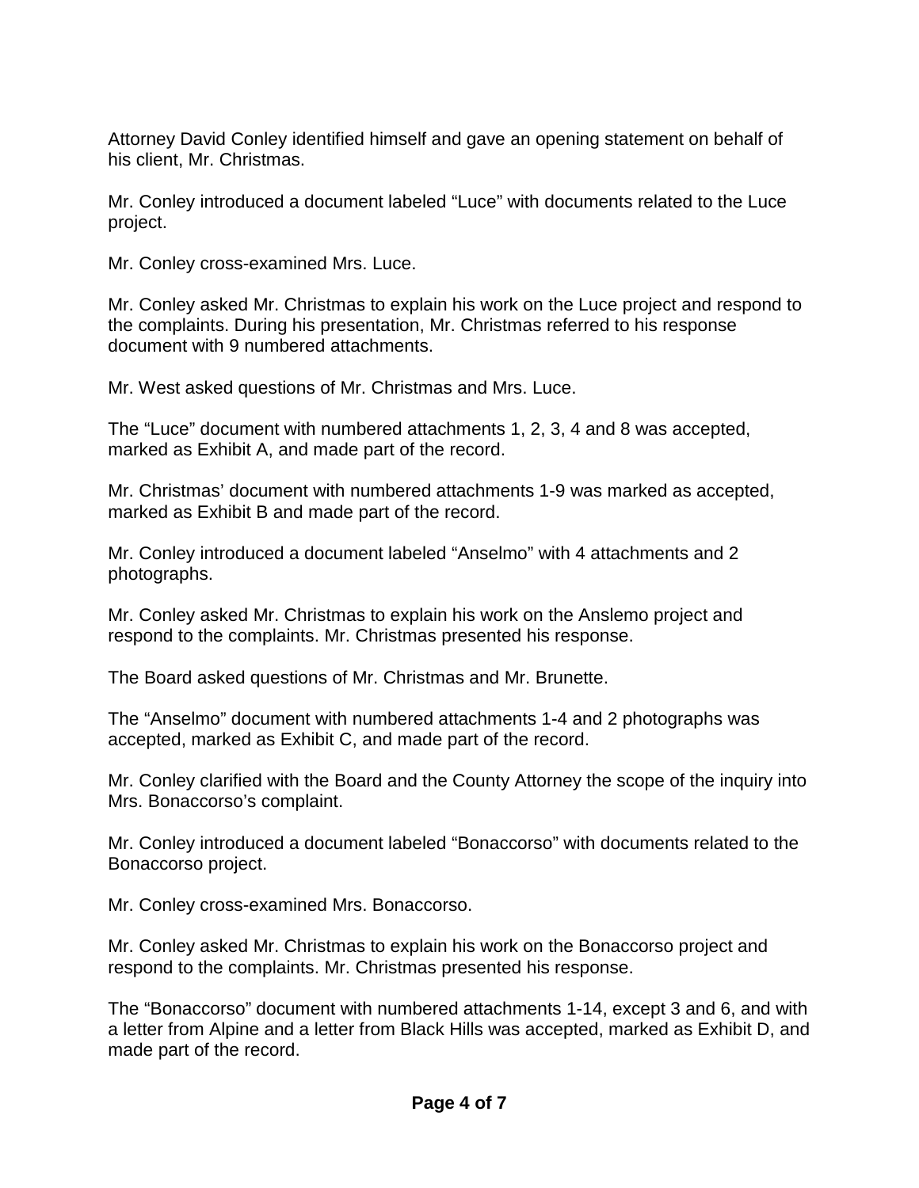Attorney David Conley identified himself and gave an opening statement on behalf of his client, Mr. Christmas.

Mr. Conley introduced a document labeled "Luce" with documents related to the Luce project.

Mr. Conley cross-examined Mrs. Luce.

Mr. Conley asked Mr. Christmas to explain his work on the Luce project and respond to the complaints. During his presentation, Mr. Christmas referred to his response document with 9 numbered attachments.

Mr. West asked questions of Mr. Christmas and Mrs. Luce.

The "Luce" document with numbered attachments 1, 2, 3, 4 and 8 was accepted, marked as Exhibit A, and made part of the record.

Mr. Christmas' document with numbered attachments 1-9 was marked as accepted, marked as Exhibit B and made part of the record.

Mr. Conley introduced a document labeled "Anselmo" with 4 attachments and 2 photographs.

Mr. Conley asked Mr. Christmas to explain his work on the Anslemo project and respond to the complaints. Mr. Christmas presented his response.

The Board asked questions of Mr. Christmas and Mr. Brunette.

The "Anselmo" document with numbered attachments 1-4 and 2 photographs was accepted, marked as Exhibit C, and made part of the record.

Mr. Conley clarified with the Board and the County Attorney the scope of the inquiry into Mrs. Bonaccorso's complaint.

Mr. Conley introduced a document labeled "Bonaccorso" with documents related to the Bonaccorso project.

Mr. Conley cross-examined Mrs. Bonaccorso.

Mr. Conley asked Mr. Christmas to explain his work on the Bonaccorso project and respond to the complaints. Mr. Christmas presented his response.

The "Bonaccorso" document with numbered attachments 1-14, except 3 and 6, and with a letter from Alpine and a letter from Black Hills was accepted, marked as Exhibit D, and made part of the record.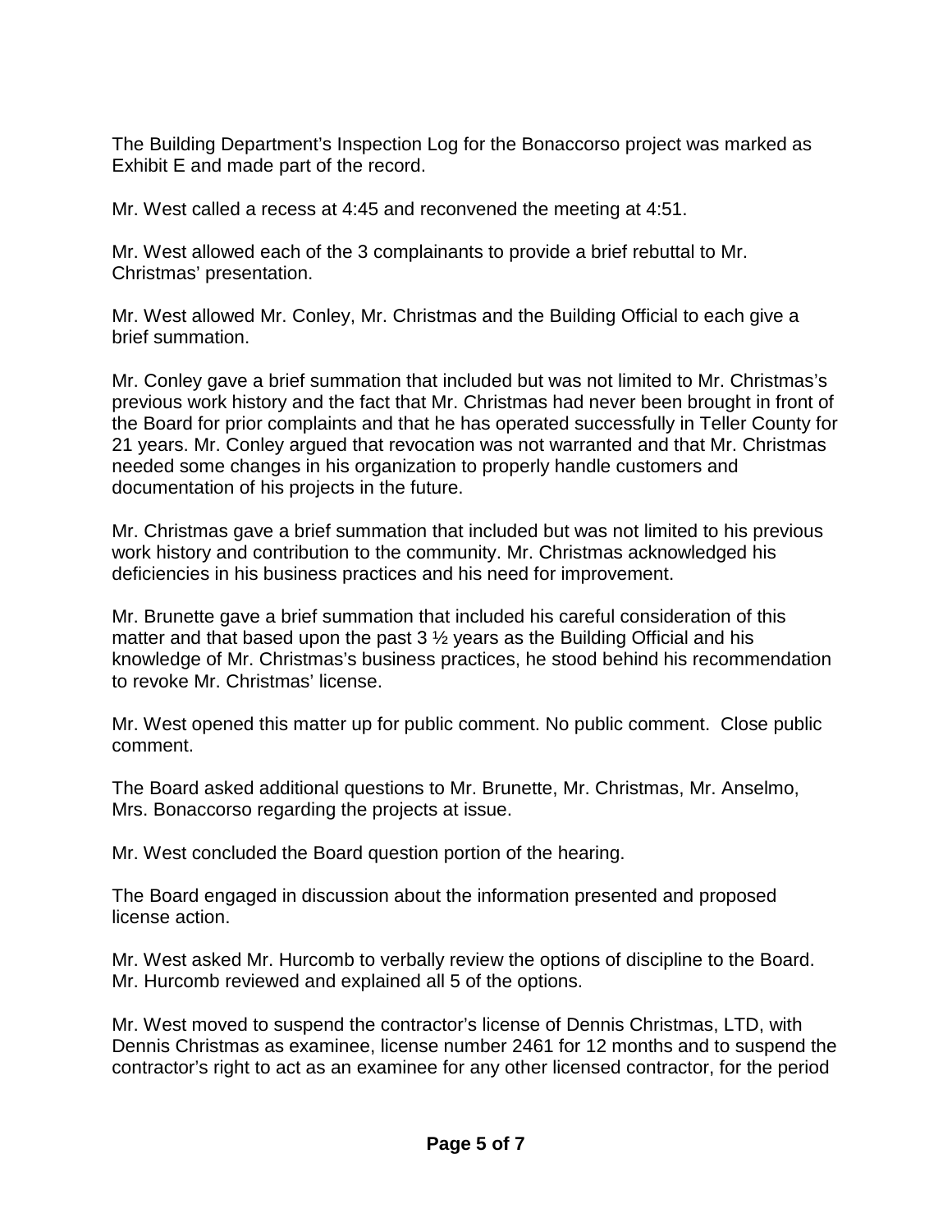The Building Department's Inspection Log for the Bonaccorso project was marked as Exhibit E and made part of the record.

Mr. West called a recess at 4:45 and reconvened the meeting at 4:51.

Mr. West allowed each of the 3 complainants to provide a brief rebuttal to Mr. Christmas' presentation.

Mr. West allowed Mr. Conley, Mr. Christmas and the Building Official to each give a brief summation.

Mr. Conley gave a brief summation that included but was not limited to Mr. Christmas's previous work history and the fact that Mr. Christmas had never been brought in front of the Board for prior complaints and that he has operated successfully in Teller County for 21 years. Mr. Conley argued that revocation was not warranted and that Mr. Christmas needed some changes in his organization to properly handle customers and documentation of his projects in the future.

Mr. Christmas gave a brief summation that included but was not limited to his previous work history and contribution to the community. Mr. Christmas acknowledged his deficiencies in his business practices and his need for improvement.

Mr. Brunette gave a brief summation that included his careful consideration of this matter and that based upon the past 3 ½ years as the Building Official and his knowledge of Mr. Christmas's business practices, he stood behind his recommendation to revoke Mr. Christmas' license.

Mr. West opened this matter up for public comment. No public comment. Close public comment.

The Board asked additional questions to Mr. Brunette, Mr. Christmas, Mr. Anselmo, Mrs. Bonaccorso regarding the projects at issue.

Mr. West concluded the Board question portion of the hearing.

The Board engaged in discussion about the information presented and proposed license action.

Mr. West asked Mr. Hurcomb to verbally review the options of discipline to the Board. Mr. Hurcomb reviewed and explained all 5 of the options.

Mr. West moved to suspend the contractor's license of Dennis Christmas, LTD, with Dennis Christmas as examinee, license number 2461 for 12 months and to suspend the contractor's right to act as an examinee for any other licensed contractor, for the period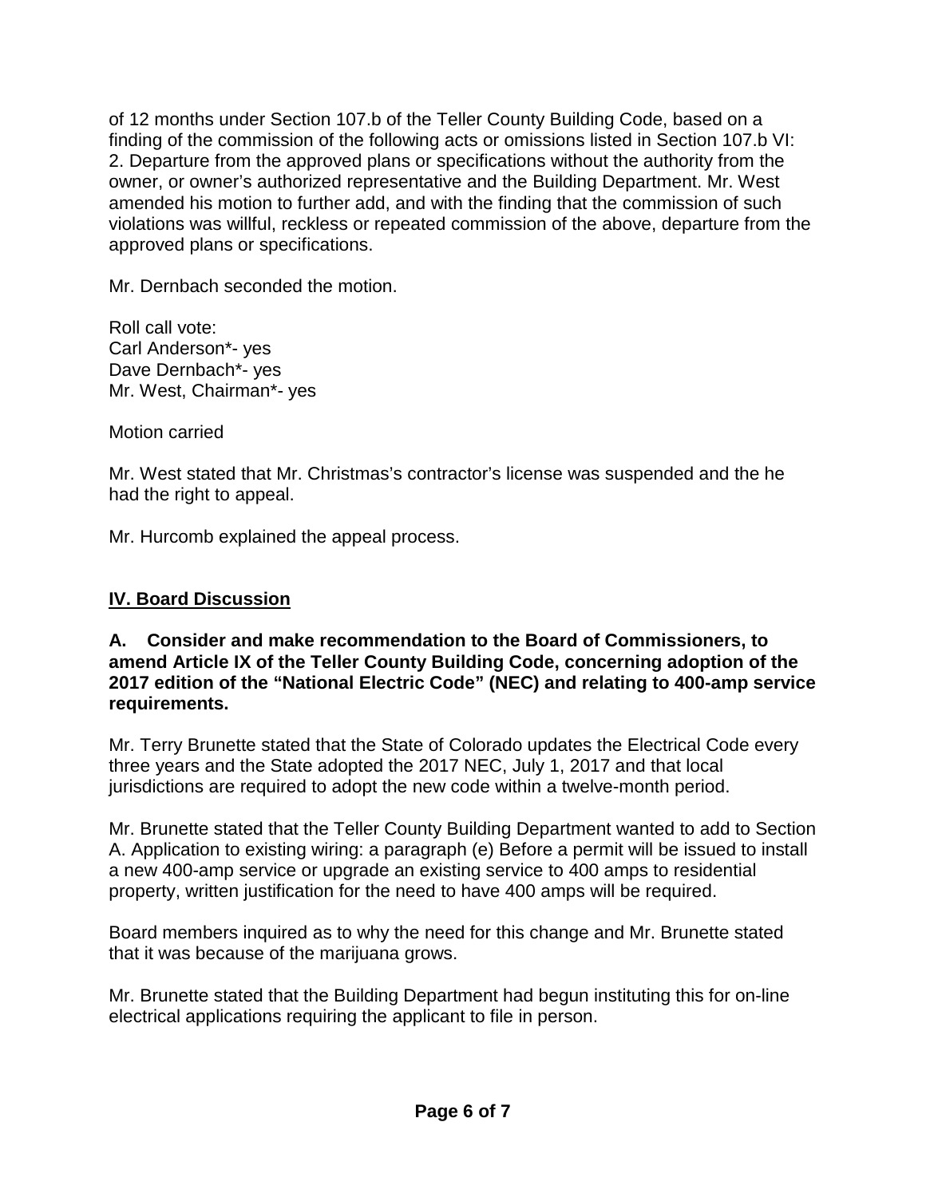of 12 months under Section 107.b of the Teller County Building Code, based on a finding of the commission of the following acts or omissions listed in Section 107.b VI: 2. Departure from the approved plans or specifications without the authority from the owner, or owner's authorized representative and the Building Department. Mr. West amended his motion to further add, and with the finding that the commission of such violations was willful, reckless or repeated commission of the above, departure from the approved plans or specifications.

Mr. Dernbach seconded the motion.

Roll call vote:
Carl Anderson*- yes
Dave Dernbach*- yes
Mr. West, Chairman*- yes

Motion carried

Mr. West stated that Mr. Christmas's contractor's license was suspended and the he had the right to appeal.

Mr. Hurcomb explained the appeal process.

## IV. Board Discussion

**A. Consider and make recommendation to the Board of Commissioners, to amend Article IX of the Teller County Building Code, concerning adoption of the 2017 edition of the "National Electric Code" (NEC) and relating to 400-amp service requirements.**

Mr. Terry Brunette stated that the State of Colorado updates the Electrical Code every three years and the State adopted the 2017 NEC, July 1, 2017 and that local jurisdictions are required to adopt the new code within a twelve-month period.

Mr. Brunette stated that the Teller County Building Department wanted to add to Section A. Application to existing wiring: a paragraph (e) Before a permit will be issued to install a new 400-amp service or upgrade an existing service to 400 amps to residential property, written justification for the need to have 400 amps will be required.

Board members inquired as to why the need for this change and Mr. Brunette stated that it was because of the marijuana grows.

Mr. Brunette stated that the Building Department had begun instituting this for on-line electrical applications requiring the applicant to file in person.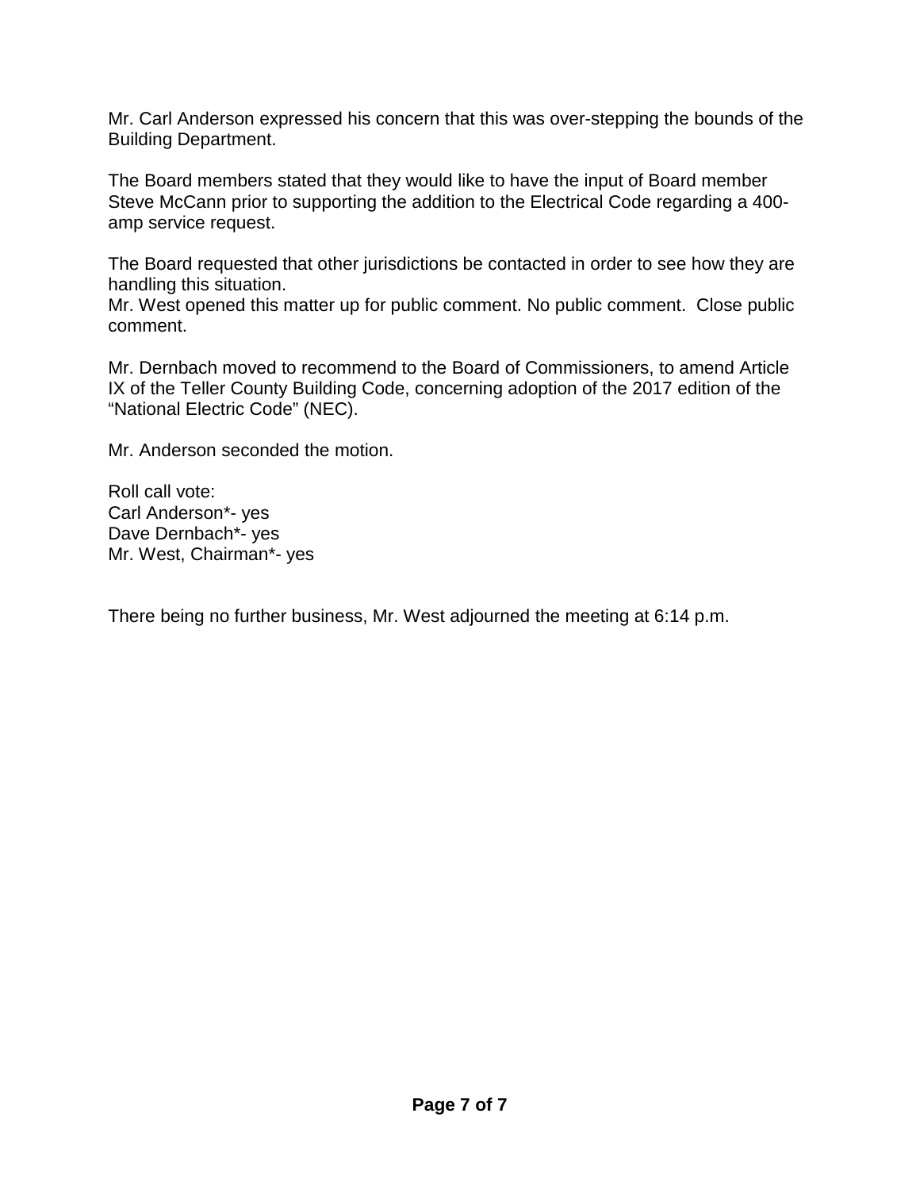Mr. Carl Anderson expressed his concern that this was over-stepping the bounds of the Building Department.

The Board members stated that they would like to have the input of Board member Steve McCann prior to supporting the addition to the Electrical Code regarding a 400-amp service request.

The Board requested that other jurisdictions be contacted in order to see how they are handling this situation.
Mr. West opened this matter up for public comment. No public comment. Close public comment.

Mr. Dernbach moved to recommend to the Board of Commissioners, to amend Article IX of the Teller County Building Code, concerning adoption of the 2017 edition of the "National Electric Code" (NEC).

Mr. Anderson seconded the motion.

Roll call vote:
Carl Anderson*- yes
Dave Dernbach*- yes
Mr. West, Chairman*- yes

There being no further business, Mr. West adjourned the meeting at 6:14 p.m.